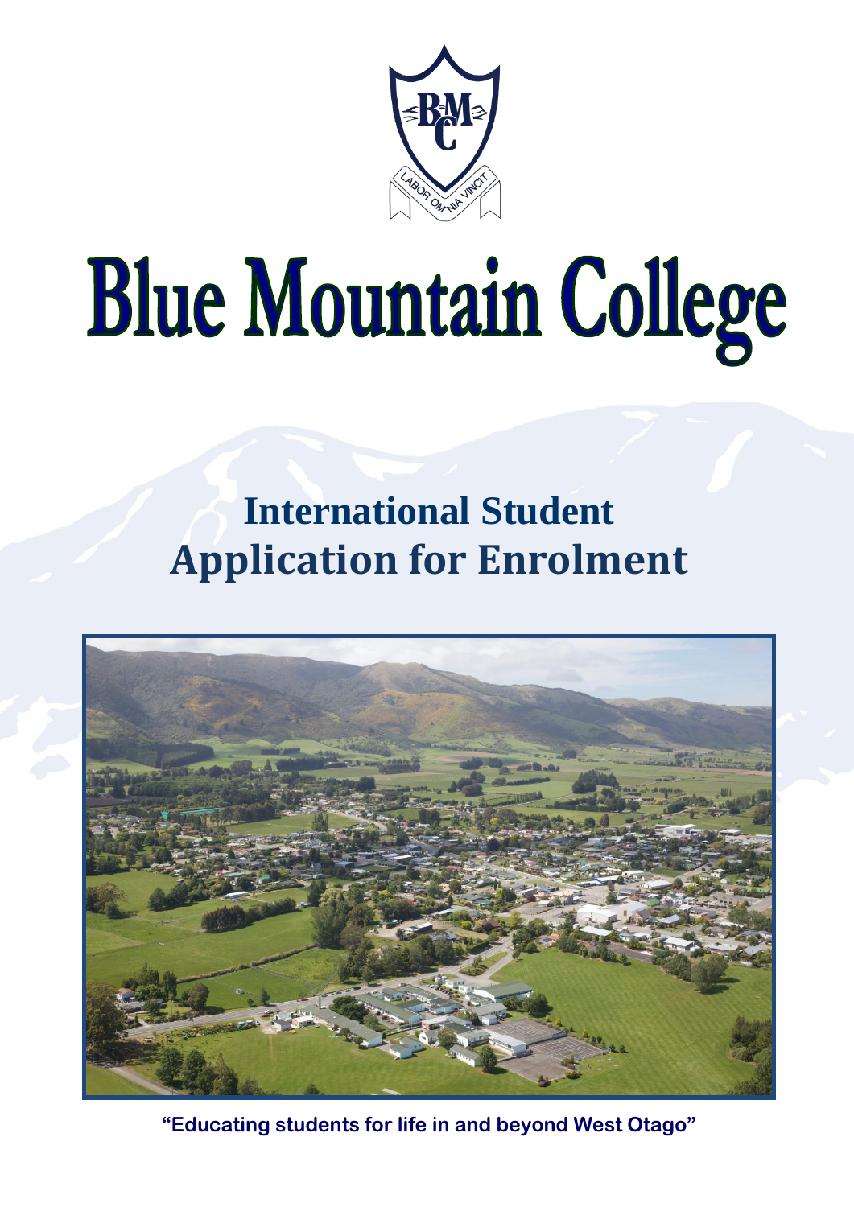# Blue Mountain College

## International Student Application for Enrolment

**"Educating students for life in and beyond West Otago"**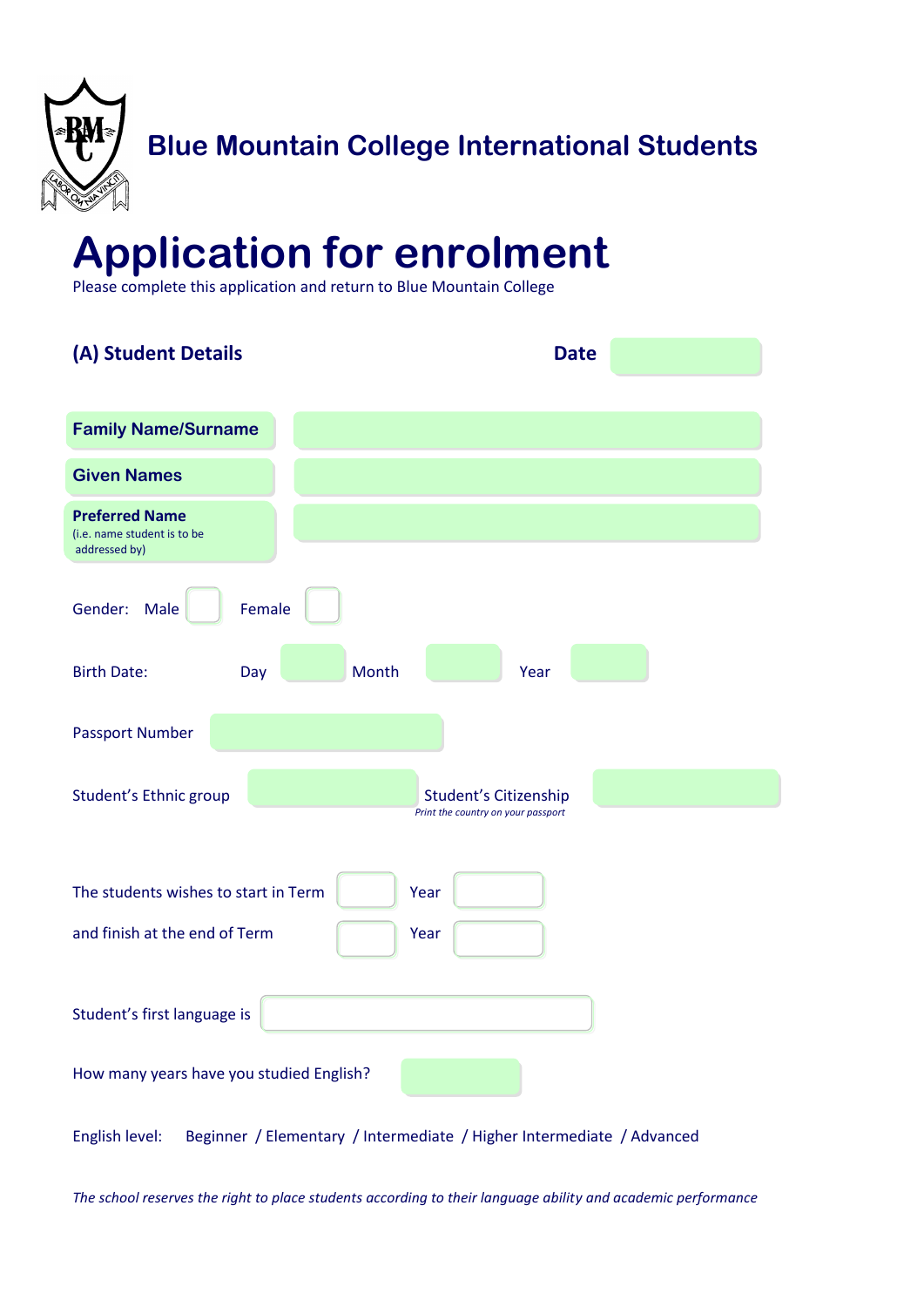## Blue Mountain College International Students

# Application for enrolment

Please complete this application and return to Blue Mountain College

### (A) Student Details

**Date**

**Family Name/Surname**

**Given Names**

**Preferred Name**
(i.e. name student is to be addressed by)

Gender: Male ☐ Female ☐

Birth Date: Day Month Year

Passport Number

Student's Ethnic group

Student's Citizenship
*Print the country on your passport*

The students wishes to start in Term Year

and finish at the end of Term Year

Student's first language is

How many years have you studied English?

English level: Beginner / Elementary / Intermediate / Higher Intermediate / Advanced

*The school reserves the right to place students according to their language ability and academic performance*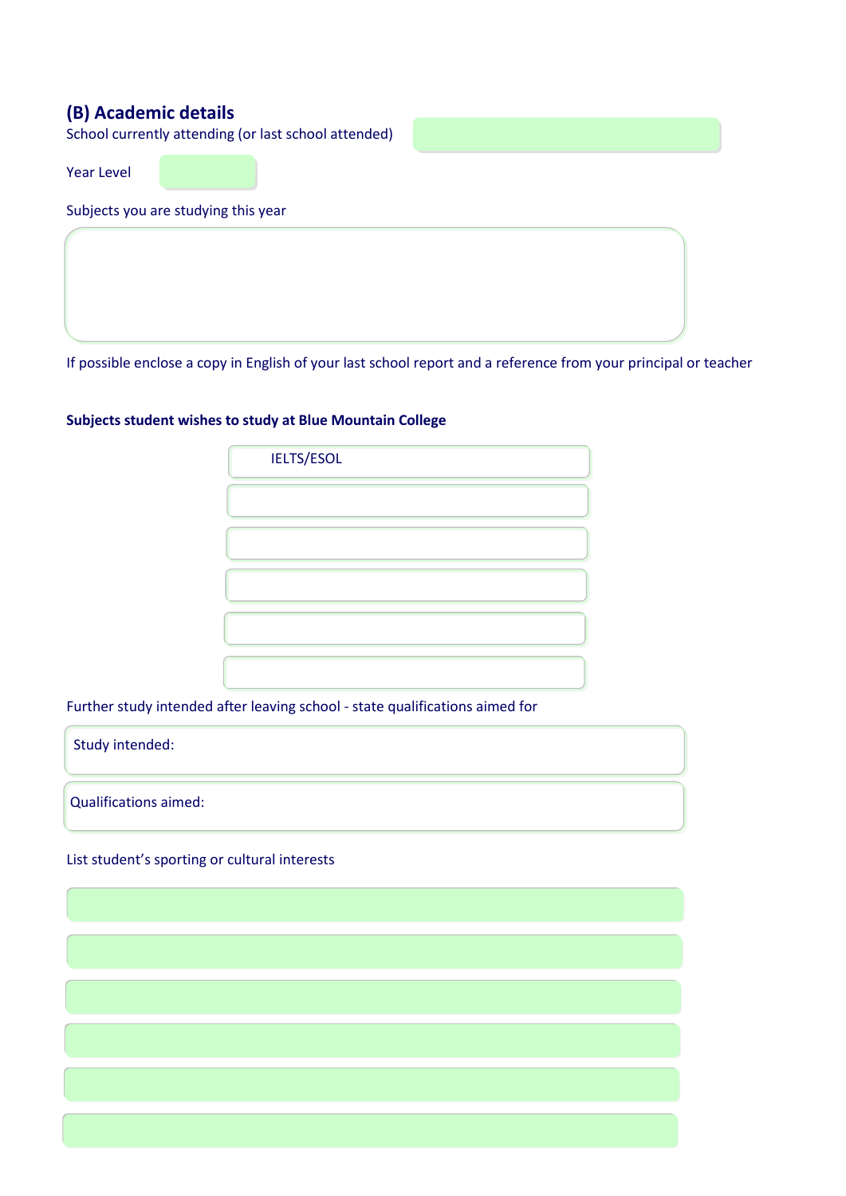## (B) Academic details

School currently attending (or last school attended)

Year Level

Subjects you are studying this year

If possible enclose a copy in English of your last school report and a reference from your principal or teacher

**Subjects student wishes to study at Blue Mountain College**

IELTS/ESOL

Further study intended after leaving school - state qualifications aimed for

Study intended:

Qualifications aimed:

List student's sporting or cultural interests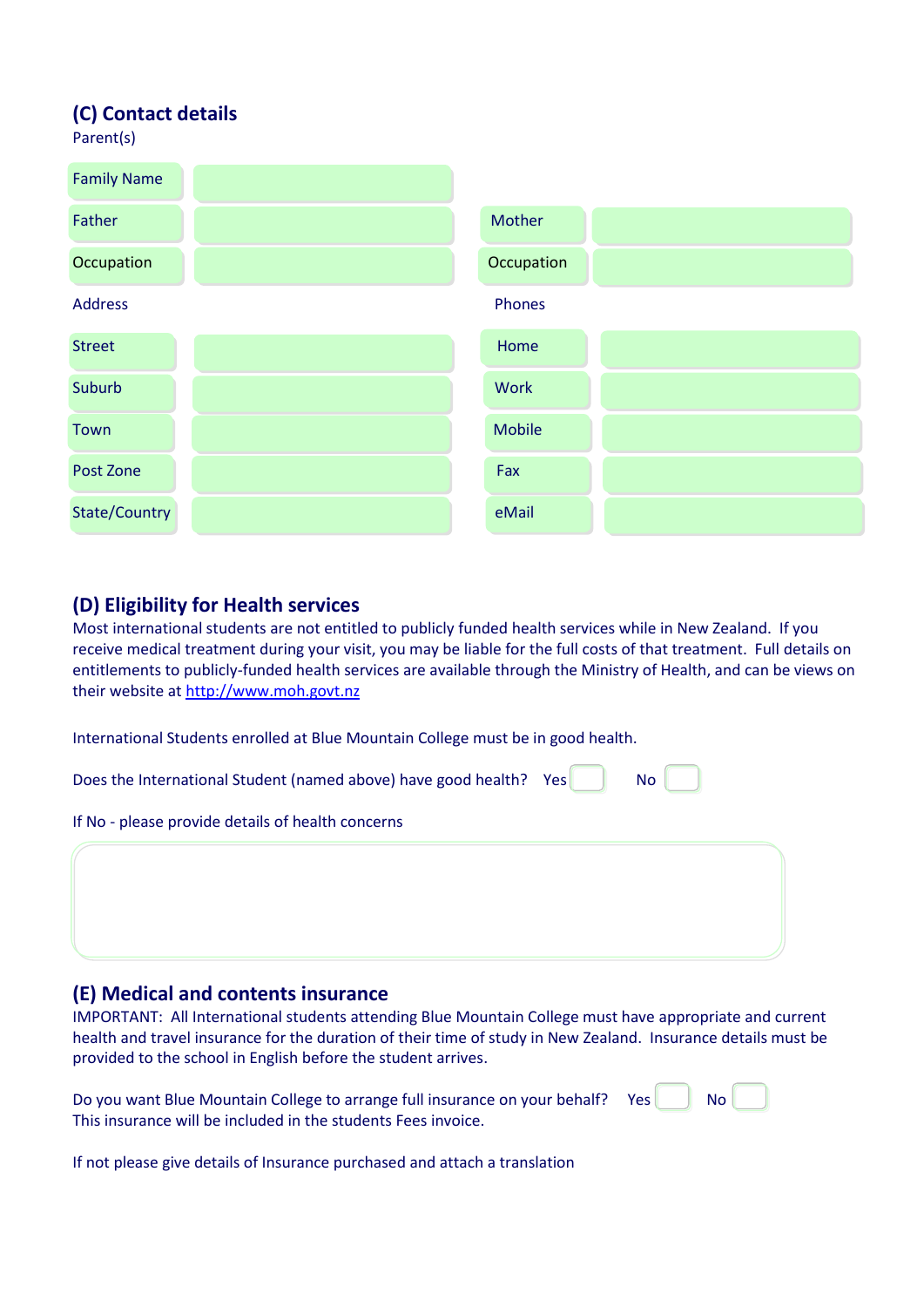## (C) Contact details

Parent(s)

| Family Name | | | |
|---|---|---|---|
| Father | | Mother | |
| Occupation | | Occupation | |

Address

| Street | |
|---|---|
| Suburb | |
| Town | |
| Post Zone | |
| State/Country | |

Phones

| Home | |
|---|---|
| Work | |
| Mobile | |
| Fax | |
| eMail | |

## (D) Eligibility for Health services

Most international students are not entitled to publicly funded health services while in New Zealand. If you receive medical treatment during your visit, you may be liable for the full costs of that treatment. Full details on entitlements to publicly-funded health services are available through the Ministry of Health, and can be views on their website at http://www.moh.govt.nz

International Students enrolled at Blue Mountain College must be in good health.

Does the International Student (named above) have good health? Yes ☐ No ☐

If No - please provide details of health concerns

## (E) Medical and contents insurance

IMPORTANT: All International students attending Blue Mountain College must have appropriate and current health and travel insurance for the duration of their time of study in New Zealand. Insurance details must be provided to the school in English before the student arrives.

Do you want Blue Mountain College to arrange full insurance on your behalf? Yes ☐ No ☐

This insurance will be included in the students Fees invoice.

If not please give details of Insurance purchased and attach a translation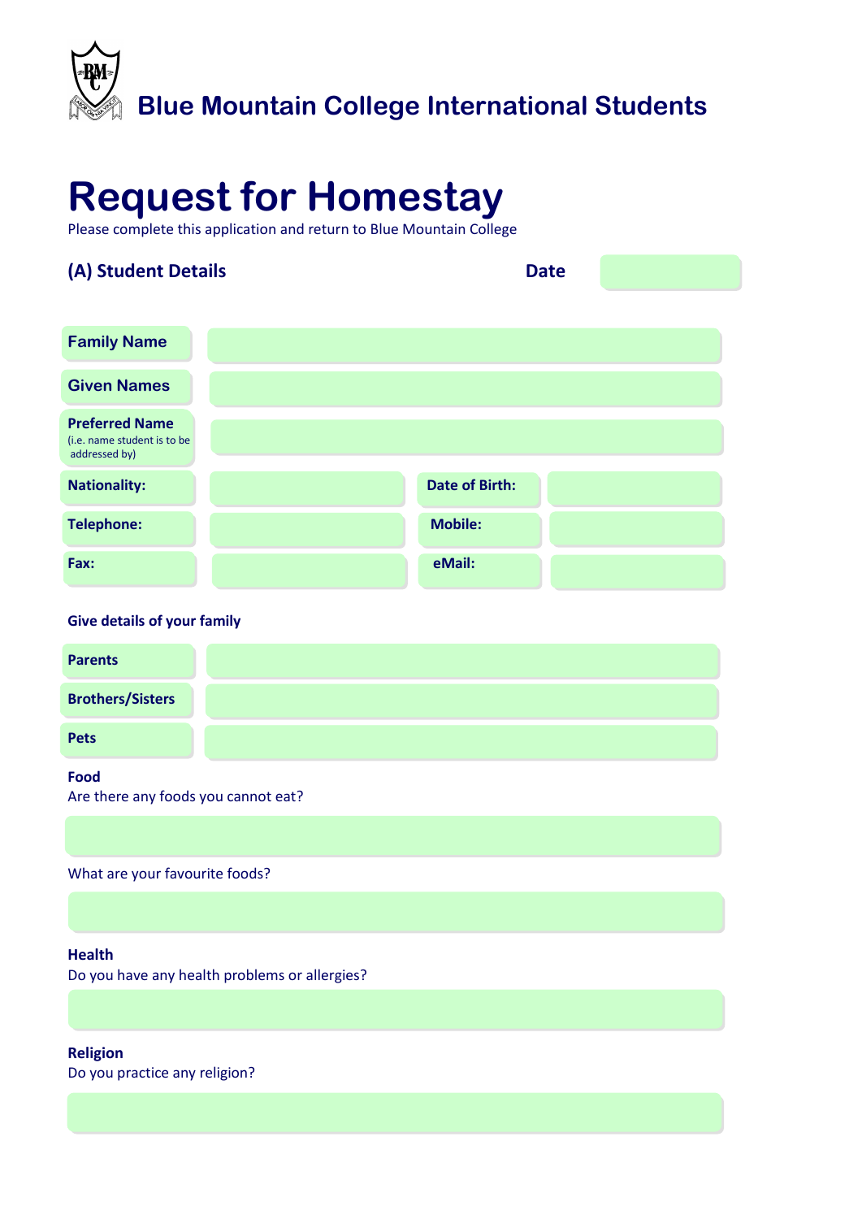# Blue Mountain College International Students

# Request for Homestay

Please complete this application and return to Blue Mountain College

## (A) Student Details

**Date**

| | | | |
|---|---|---|---|
| **Family Name** | | | |
| **Given Names** | | | |
| **Preferred Name** (i.e. name student is to be addressed by) | | | |
| **Nationality:** | | **Date of Birth:** | |
| **Telephone:** | | **Mobile:** | |
| **Fax:** | | **eMail:** | |

**Give details of your family**

| | |
|---|---|
| **Parents** | |
| **Brothers/Sisters** | |
| **Pets** | |

**Food**

Are there any foods you cannot eat?

What are your favourite foods?

**Health**

Do you have any health problems or allergies?

**Religion**

Do you practice any religion?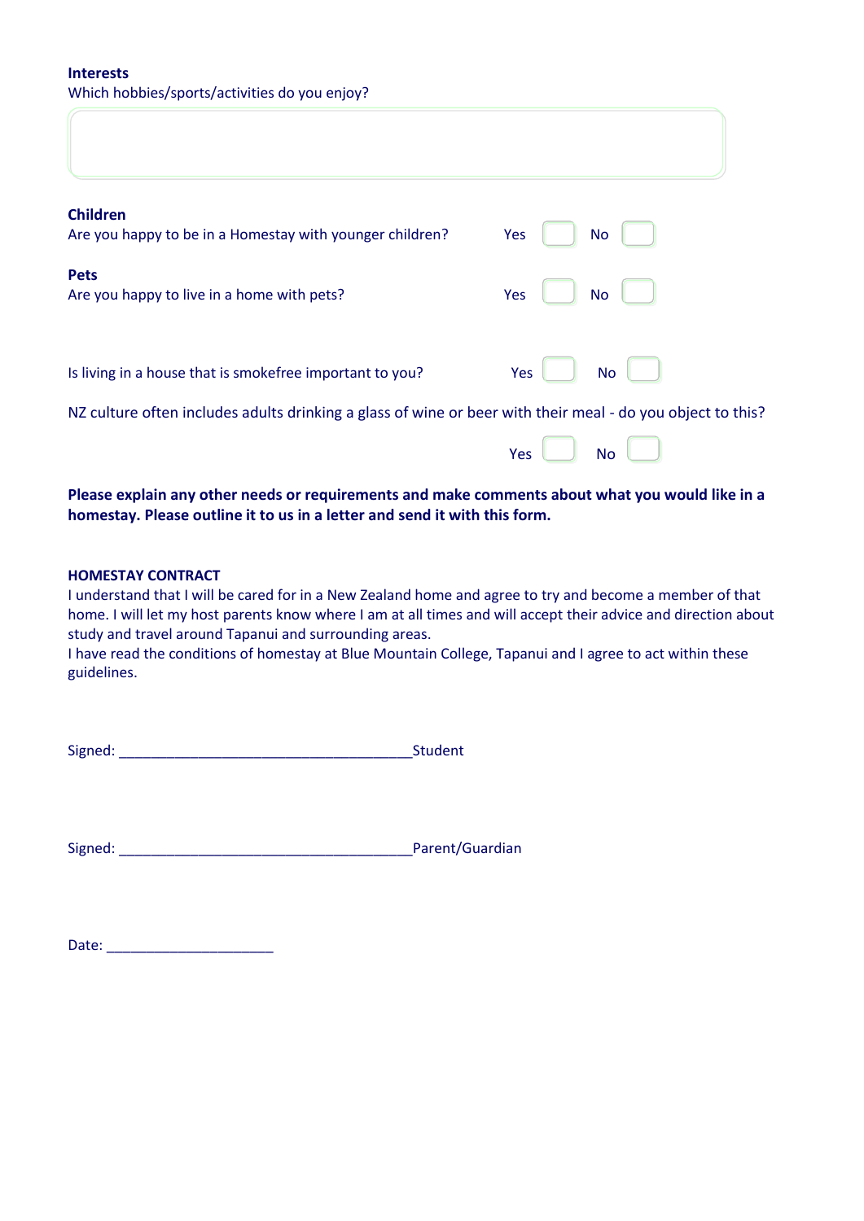**Interests**

Which hobbies/sports/activities do you enjoy?

**Children**

Are you happy to be in a Homestay with younger children? Yes ☐ No ☐

**Pets**

Are you happy to live in a home with pets? Yes ☐ No ☐

Is living in a house that is smokefree important to you? Yes ☐ No ☐

NZ culture often includes adults drinking a glass of wine or beer with their meal - do you object to this?

Yes ☐ No ☐

**Please explain any other needs or requirements and make comments about what you would like in a homestay. Please outline it to us in a letter and send it with this form.**

**HOMESTAY CONTRACT**

I understand that I will be cared for in a New Zealand home and agree to try and become a member of that home. I will let my host parents know where I am at all times and will accept their advice and direction about study and travel around Tapanui and surrounding areas.

I have read the conditions of homestay at Blue Mountain College, Tapanui and I agree to act within these guidelines.

Signed: _____________________________________Student

Signed: _____________________________________Parent/Guardian

Date: _____________________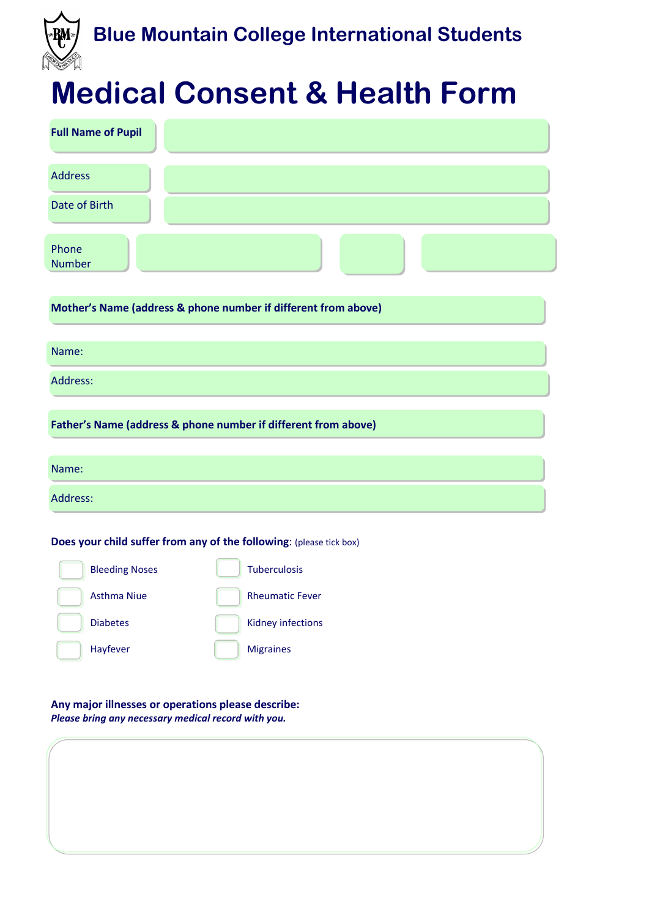## Blue Mountain College International Students

# Medical Consent & Health Form

**Full Name of Pupil**

Address

Date of Birth

Phone Number

**Mother's Name (address & phone number if different from above)**

Name:

Address:

**Father's Name (address & phone number if different from above)**

Name:

Address:

**Does your child suffer from any of the following**: (please tick box)

- ☐ Bleeding Noses
- ☐ Asthma Niue
- ☐ Diabetes
- ☐ Hayfever
- ☐ Tuberculosis
- ☐ Rheumatic Fever
- ☐ Kidney infections
- ☐ Migraines

**Any major illnesses or operations please describe:**
***Please bring any necessary medical record with you.***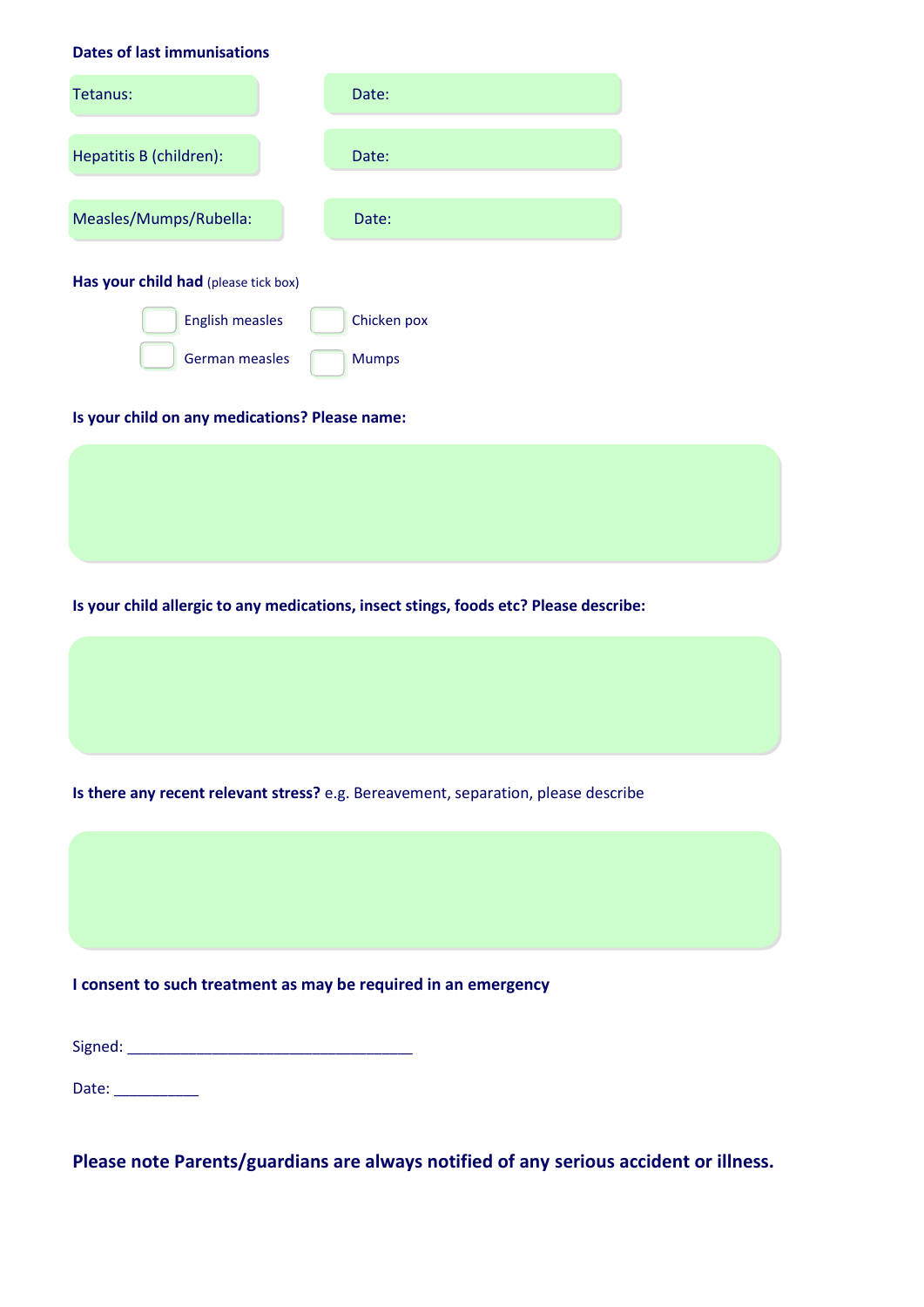**Dates of last immunisations**

| | |
|---|---|
| Tetanus: | Date: |
| Hepatitis B (children): | Date: |
| Measles/Mumps/Rubella: | Date: |

**Has your child had** (please tick box)

- [ ] English measles
- [ ] Chicken pox
- [ ] German measles
- [ ] Mumps

**Is your child on any medications? Please name:**

**Is your child allergic to any medications, insect stings, foods etc? Please describe:**

**Is there any recent relevant stress?** e.g. Bereavement, separation, please describe

**I consent to such treatment as may be required in an emergency**

Signed: __________________________________

Date: __________

**Please note Parents/guardians are always notified of any serious accident or illness.**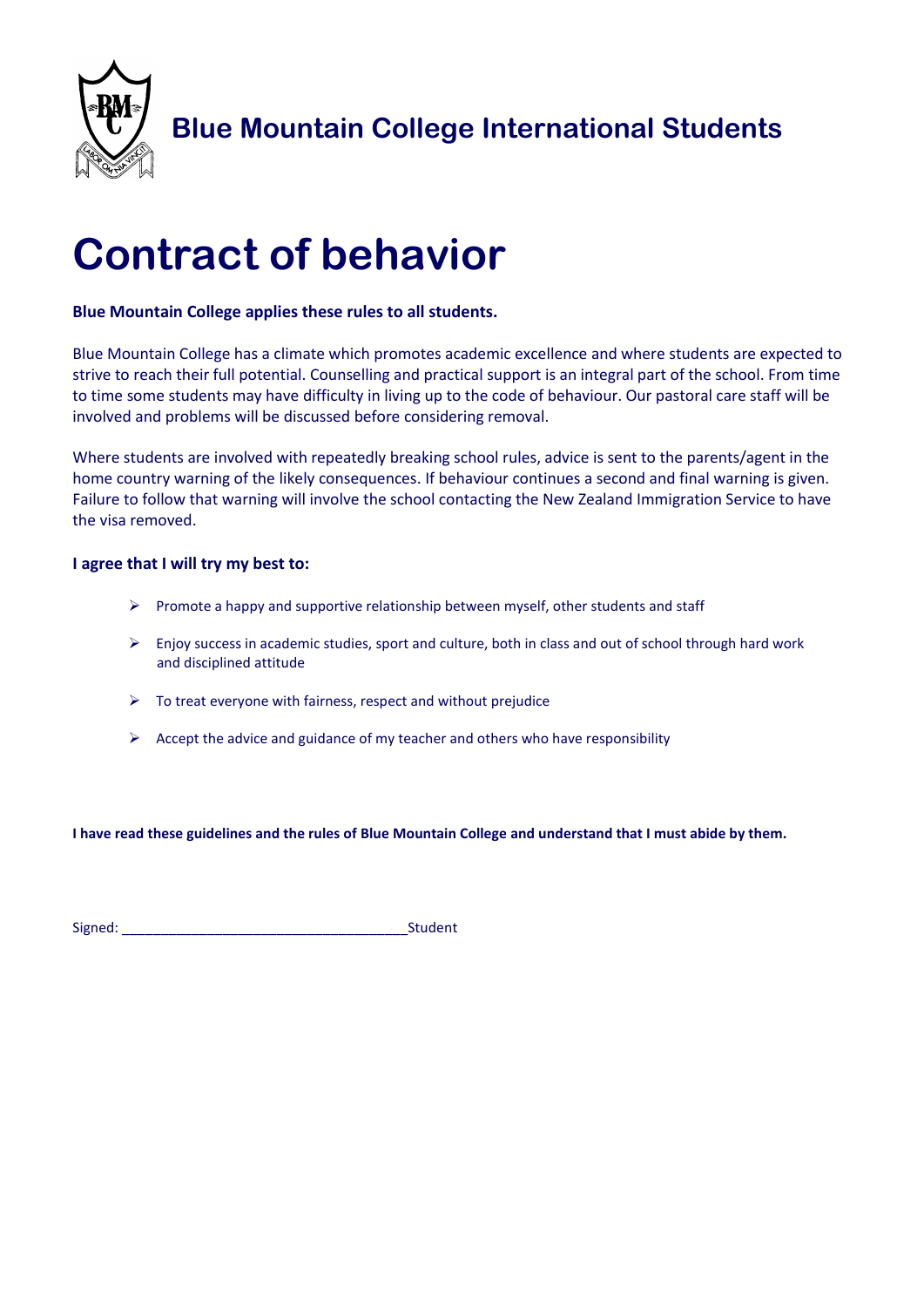## Blue Mountain College International Students

# Contract of behavior

**Blue Mountain College applies these rules to all students.**

Blue Mountain College has a climate which promotes academic excellence and where students are expected to strive to reach their full potential. Counselling and practical support is an integral part of the school. From time to time some students may have difficulty in living up to the code of behaviour. Our pastoral care staff will be involved and problems will be discussed before considering removal.

Where students are involved with repeatedly breaking school rules, advice is sent to the parents/agent in the home country warning of the likely consequences. If behaviour continues a second and final warning is given. Failure to follow that warning will involve the school contacting the New Zealand Immigration Service to have the visa removed.

**I agree that I will try my best to:**

- Promote a happy and supportive relationship between myself, other students and staff
- Enjoy success in academic studies, sport and culture, both in class and out of school through hard work and disciplined attitude
- To treat everyone with fairness, respect and without prejudice
- Accept the advice and guidance of my teacher and others who have responsibility

**I have read these guidelines and the rules of Blue Mountain College and understand that I must abide by them.**

Signed: ____________________________________Student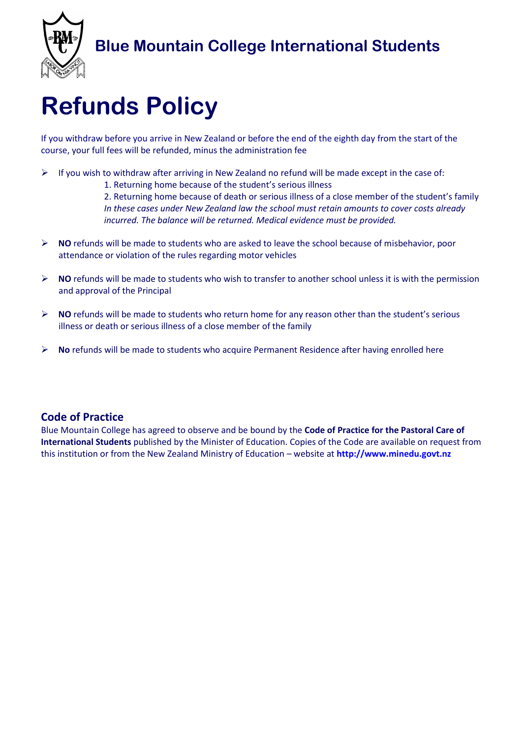**Blue Mountain College International Students**

# Refunds Policy

If you withdraw before you arrive in New Zealand or before the end of the eighth day from the start of the course, your full fees will be refunded, minus the administration fee

- If you wish to withdraw after arriving in New Zealand no refund will be made except in the case of:
    1. Returning home because of the student's serious illness
    2. Returning home because of death or serious illness of a close member of the student's family

    *In these cases under New Zealand law the school must retain amounts to cover costs already incurred. The balance will be returned. Medical evidence must be provided.*

- **NO** refunds will be made to students who are asked to leave the school because of misbehavior, poor attendance or violation of the rules regarding motor vehicles

- **NO** refunds will be made to students who wish to transfer to another school unless it is with the permission and approval of the Principal

- **NO** refunds will be made to students who return home for any reason other than the student's serious illness or death or serious illness of a close member of the family

- **No** refunds will be made to students who acquire Permanent Residence after having enrolled here

## Code of Practice

Blue Mountain College has agreed to observe and be bound by the **Code of Practice for the Pastoral Care of International Students** published by the Minister of Education. Copies of the Code are available on request from this institution or from the New Zealand Ministry of Education – website at **http://www.minedu.govt.nz**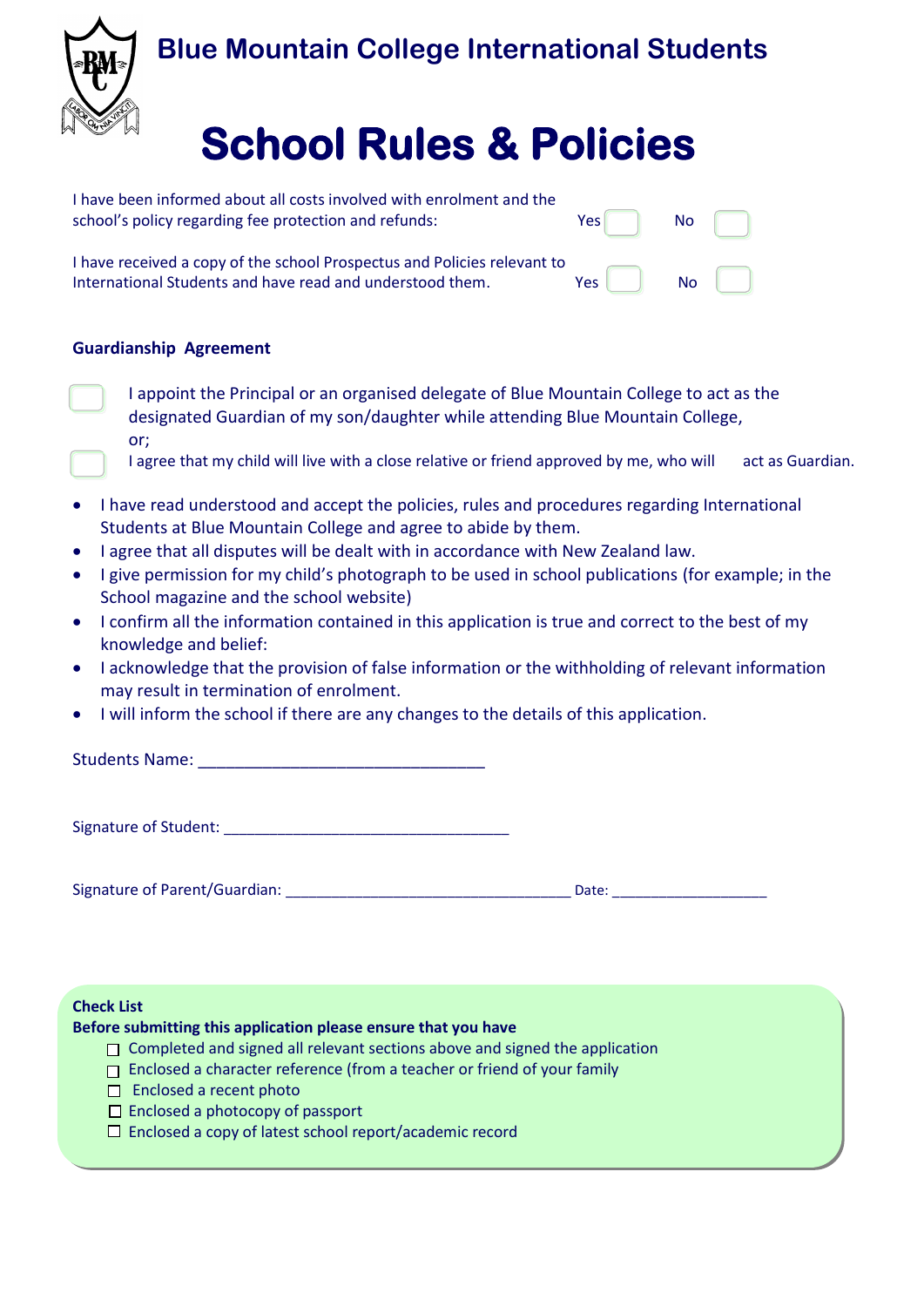## Blue Mountain College International Students

# School Rules & Policies

I have been informed about all costs involved with enrolment and the school's policy regarding fee protection and refunds: Yes ☐ No ☐

I have received a copy of the school Prospectus and Policies relevant to International Students and have read and understood them. Yes ☐ No ☐

**Guardianship Agreement**

☐ I appoint the Principal or an organised delegate of Blue Mountain College to act as the designated Guardian of my son/daughter while attending Blue Mountain College, or;

☐ I agree that my child will live with a close relative or friend approved by me, who will act as Guardian.

- I have read understood and accept the policies, rules and procedures regarding International Students at Blue Mountain College and agree to abide by them.
- I agree that all disputes will be dealt with in accordance with New Zealand law.
- I give permission for my child's photograph to be used in school publications (for example; in the School magazine and the school website)
- I confirm all the information contained in this application is true and correct to the best of my knowledge and belief:
- I acknowledge that the provision of false information or the withholding of relevant information may result in termination of enrolment.
- I will inform the school if there are any changes to the details of this application.

Students Name: _______________________________

Signature of Student: _______________________________

Signature of Parent/Guardian: _______________________________ Date: ___________________

**Check List**

**Before submitting this application please ensure that you have**

- ☐ Completed and signed all relevant sections above and signed the application
- ☐ Enclosed a character reference (from a teacher or friend of your family
- ☐ Enclosed a recent photo
- ☐ Enclosed a photocopy of passport
- ☐ Enclosed a copy of latest school report/academic record